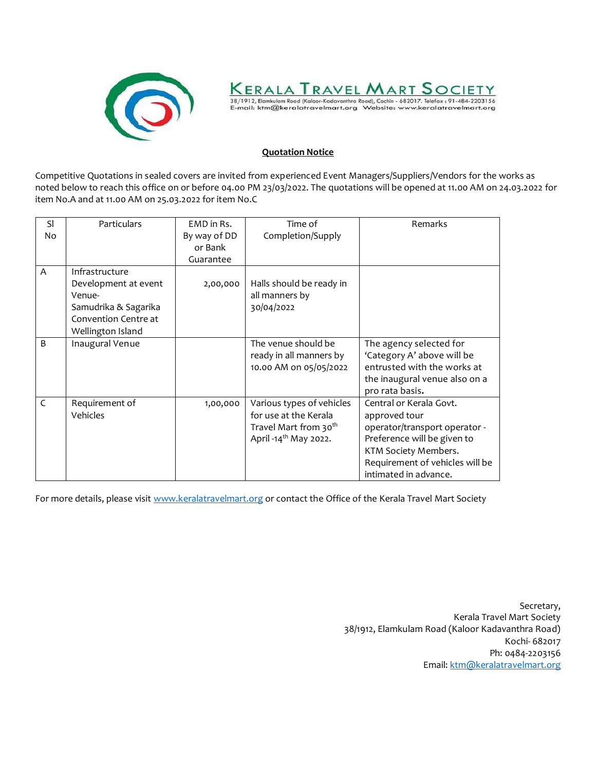# KERALA TRAVEL MART SOCIETY

38/1912, Elamkulam Road (Kaloor-Kadavanthra Road), Cochin - 682017. Telefax : 91-484-2203156
E-mail: ktm@keralatravelmart.org Website: www.keralatravelmart.org

**Quotation Notice**

Competitive Quotations in sealed covers are invited from experienced Event Managers/Suppliers/Vendors for the works as noted below to reach this office on or before 04.00 PM 23/03/2022. The quotations will be opened at 11.00 AM on 24.03.2022 for item No.A and at 11.00 AM on 25.03.2022 for item No.C

| Sl No | Particulars | EMD in Rs. By way of DD or Bank Guarantee | Time of Completion/Supply | Remarks |
|---|---|---|---|---|
| A | Infrastructure Development at event Venue- Samudrika & Sagarika Convention Centre at Wellington Island | 2,00,000 | Halls should be ready in all manners by 30/04/2022 | |
| B | Inaugural Venue | | The venue should be ready in all manners by 10.00 AM on 05/05/2022 | The agency selected for 'Category A' above will be entrusted with the works at the inaugural venue also on a pro rata basis. |
| C | Requirement of Vehicles | 1,00,000 | Various types of vehicles for use at the Kerala Travel Mart from 30th April -14th May 2022. | Central or Kerala Govt. approved tour operator/transport operator - Preference will be given to KTM Society Members. Requirement of vehicles will be intimated in advance. |

For more details, please visit www.keralatravelmart.org or contact the Office of the Kerala Travel Mart Society

Secretary,
Kerala Travel Mart Society
38/1912, Elamkulam Road (Kaloor Kadavanthra Road)
Kochi- 682017
Ph: 0484-2203156
Email: ktm@keralatravelmart.org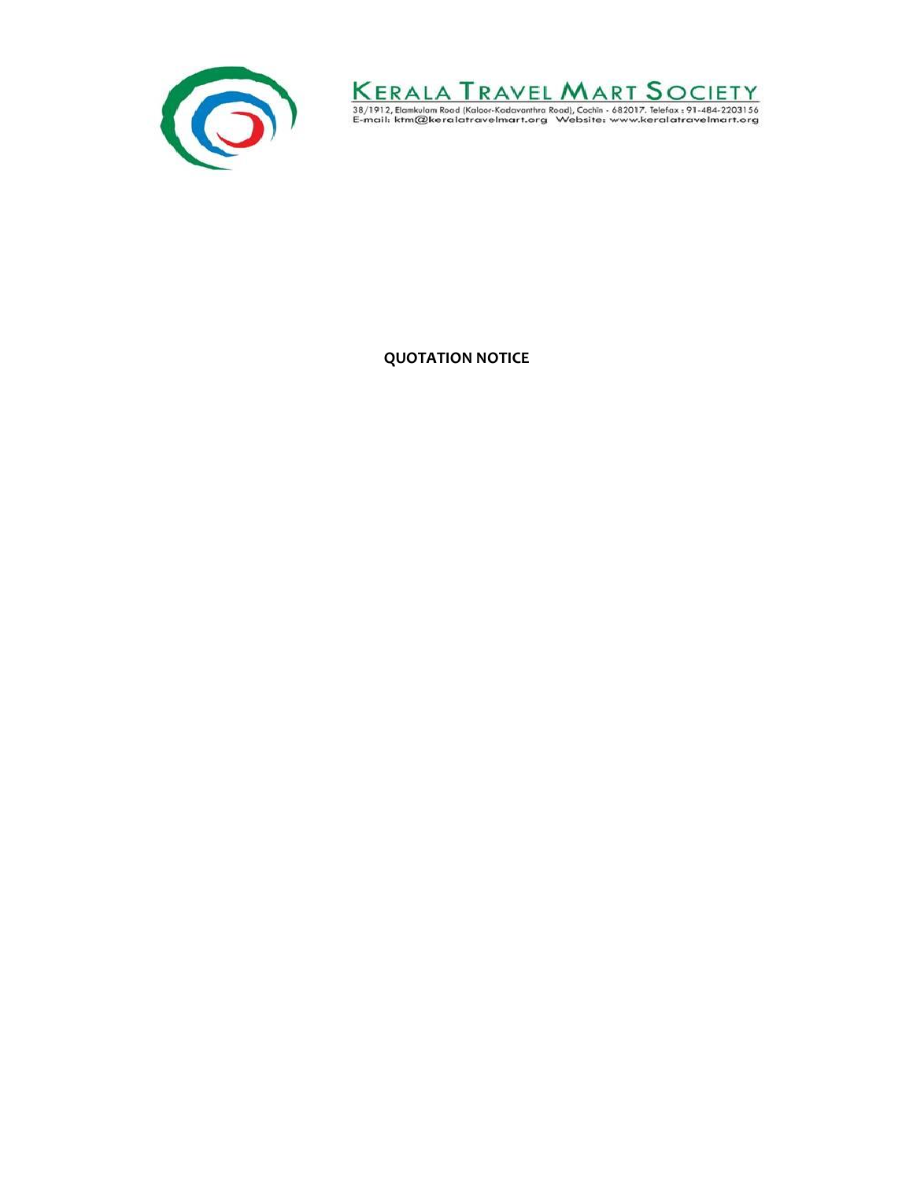# KERALA TRAVEL MART SOCIETY

38/1912, Elamkulam Road (Kaloor-Kadavanthra Road), Cochin - 682017. Telefax : 91-484-2203156
E-mail: ktm@keralatravelmart.org Website: www.keralatravelmart.org

**QUOTATION NOTICE**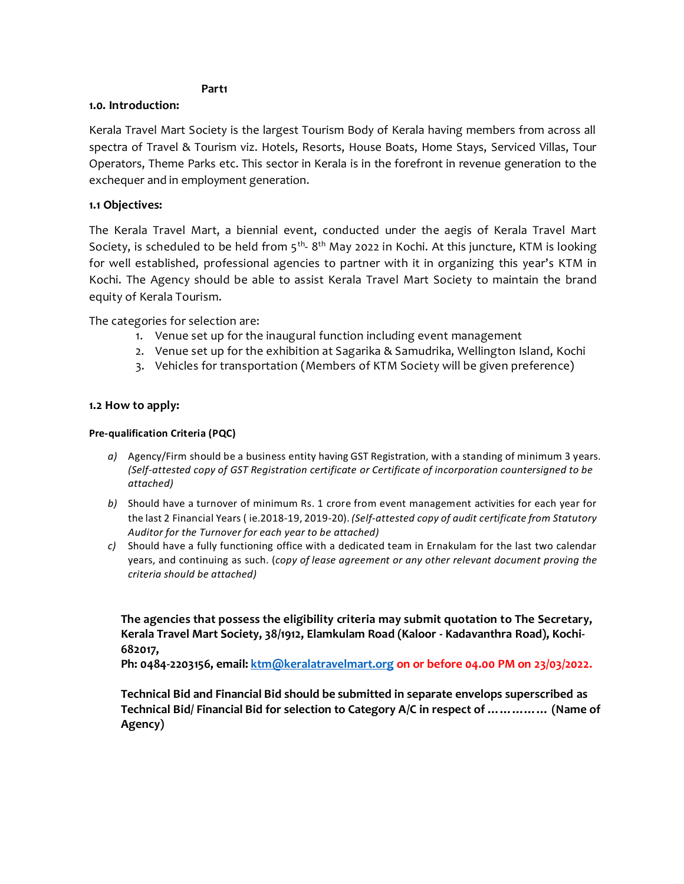**Part1**

### 1.0. Introduction:

Kerala Travel Mart Society is the largest Tourism Body of Kerala having members from across all spectra of Travel & Tourism viz. Hotels, Resorts, House Boats, Home Stays, Serviced Villas, Tour Operators, Theme Parks etc. This sector in Kerala is in the forefront in revenue generation to the exchequer and in employment generation.

### 1.1 Objectives:

The Kerala Travel Mart, a biennial event, conducted under the aegis of Kerala Travel Mart Society, is scheduled to be held from 5th- 8th May 2022 in Kochi. At this juncture, KTM is looking for well established, professional agencies to partner with it in organizing this year's KTM in Kochi. The Agency should be able to assist Kerala Travel Mart Society to maintain the brand equity of Kerala Tourism.

The categories for selection are:

1. Venue set up for the inaugural function including event management
2. Venue set up for the exhibition at Sagarika & Samudrika, Wellington Island, Kochi
3. Vehicles for transportation (Members of KTM Society will be given preference)

### 1.2 How to apply:

**Pre-qualification Criteria (PQC)**

a) Agency/Firm should be a business entity having GST Registration, with a standing of minimum 3 years. *(Self-attested copy of GST Registration certificate or Certificate of incorporation countersigned to be attached)*

b) Should have a turnover of minimum Rs. 1 crore from event management activities for each year for the last 2 Financial Years ( ie.2018-19, 2019-20). *(Self-attested copy of audit certificate from Statutory Auditor for the Turnover for each year to be attached)*

c) Should have a fully functioning office with a dedicated team in Ernakulam for the last two calendar years, and continuing as such. (*copy of lease agreement or any other relevant document proving the criteria should be attached)*

**The agencies that possess the eligibility criteria may submit quotation to The Secretary, Kerala Travel Mart Society, 38/1912, Elamkulam Road (Kaloor - Kadavanthra Road), Kochi-682017,**
**Ph: 0484-2203156, email: ktm@keralatravelmart.org on or before 04.00 PM on 23/03/2022.**

**Technical Bid and Financial Bid should be submitted in separate envelops superscribed as Technical Bid/ Financial Bid for selection to Category A/C in respect of …………… (Name of Agency)**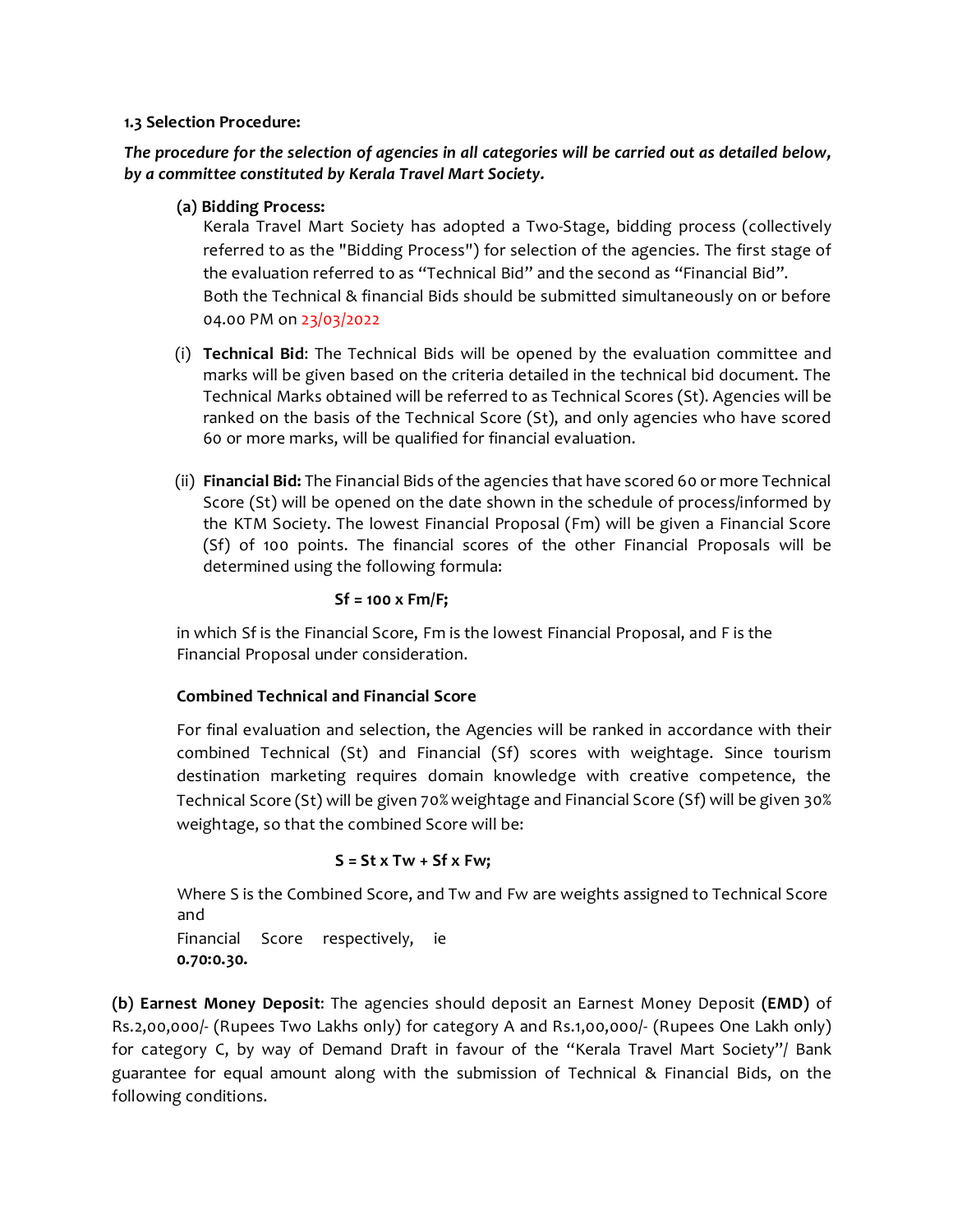**1.3 Selection Procedure:**

***The procedure for the selection of agencies in all categories will be carried out as detailed below, by a committee constituted by Kerala Travel Mart Society.***

**(a) Bidding Process:**

Kerala Travel Mart Society has adopted a Two-Stage, bidding process (collectively referred to as the "Bidding Process") for selection of the agencies. The first stage of the evaluation referred to as "Technical Bid" and the second as "Financial Bid".

Both the Technical & financial Bids should be submitted simultaneously on or before 04.00 PM on 23/03/2022

(i) **Technical Bid**: The Technical Bids will be opened by the evaluation committee and marks will be given based on the criteria detailed in the technical bid document. The Technical Marks obtained will be referred to as Technical Scores (St). Agencies will be ranked on the basis of the Technical Score (St), and only agencies who have scored 60 or more marks, will be qualified for financial evaluation.

(ii) **Financial Bid:** The Financial Bids of the agencies that have scored 60 or more Technical Score (St) will be opened on the date shown in the schedule of process/informed by the KTM Society. The lowest Financial Proposal (Fm) will be given a Financial Score (Sf) of 100 points. The financial scores of the other Financial Proposals will be determined using the following formula:

$$Sf = 100 \times Fm/F;$$

in which Sf is the Financial Score, Fm is the lowest Financial Proposal, and F is the Financial Proposal under consideration.

**Combined Technical and Financial Score**

For final evaluation and selection, the Agencies will be ranked in accordance with their combined Technical (St) and Financial (Sf) scores with weightage. Since tourism destination marketing requires domain knowledge with creative competence, the Technical Score (St) will be given 70% weightage and Financial Score (Sf) will be given 30% weightage, so that the combined Score will be:

$$S = St \times Tw + Sf \times Fw;$$

Where S is the Combined Score, and Tw and Fw are weights assigned to Technical Score and Financial Score respectively, ie **0.70:0.30.**

**(b) Earnest Money Deposit**: The agencies should deposit an Earnest Money Deposit **(EMD)** of Rs.2,00,000/- (Rupees Two Lakhs only) for category A and Rs.1,00,000/- (Rupees One Lakh only) for category C, by way of Demand Draft in favour of the "Kerala Travel Mart Society"/ Bank guarantee for equal amount along with the submission of Technical & Financial Bids, on the following conditions.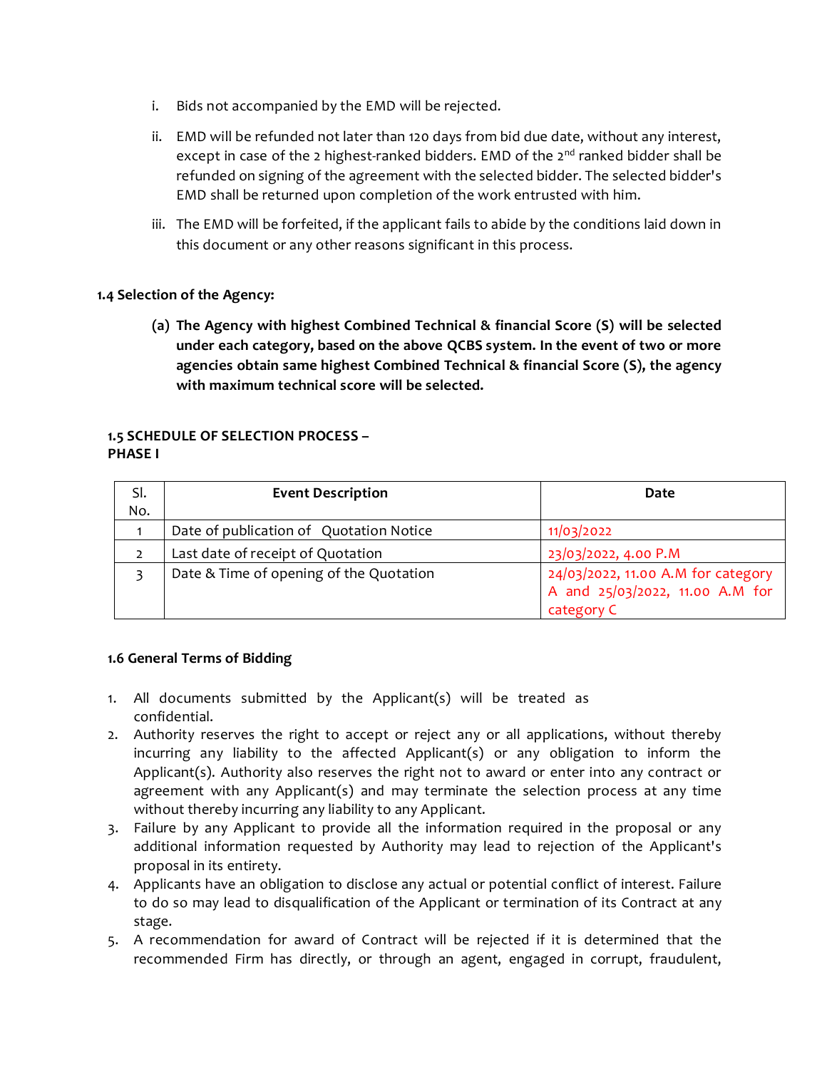i. Bids not accompanied by the EMD will be rejected.

ii. EMD will be refunded not later than 120 days from bid due date, without any interest, except in case of the 2 highest-ranked bidders. EMD of the 2nd ranked bidder shall be refunded on signing of the agreement with the selected bidder. The selected bidder's EMD shall be returned upon completion of the work entrusted with him.

iii. The EMD will be forfeited, if the applicant fails to abide by the conditions laid down in this document or any other reasons significant in this process.

### 1.4 Selection of the Agency:

**(a) The Agency with highest Combined Technical & financial Score (S) will be selected under each category, based on the above QCBS system. In the event of two or more agencies obtain same highest Combined Technical & financial Score (S), the agency with maximum technical score will be selected.**

### 1.5 SCHEDULE OF SELECTION PROCESS – PHASE I

| Sl. No. | Event Description | Date |
|---|---|---|
| 1 | Date of publication of Quotation Notice | 11/03/2022 |
| 2 | Last date of receipt of Quotation | 23/03/2022, 4.00 P.M |
| 3 | Date & Time of opening of the Quotation | 24/03/2022, 11.00 A.M for category A and 25/03/2022, 11.00 A.M for category C |

### 1.6 General Terms of Bidding

1. All documents submitted by the Applicant(s) will be treated as confidential.
2. Authority reserves the right to accept or reject any or all applications, without thereby incurring any liability to the affected Applicant(s) or any obligation to inform the Applicant(s). Authority also reserves the right not to award or enter into any contract or agreement with any Applicant(s) and may terminate the selection process at any time without thereby incurring any liability to any Applicant.
3. Failure by any Applicant to provide all the information required in the proposal or any additional information requested by Authority may lead to rejection of the Applicant's proposal in its entirety.
4. Applicants have an obligation to disclose any actual or potential conflict of interest. Failure to do so may lead to disqualification of the Applicant or termination of its Contract at any stage.
5. A recommendation for award of Contract will be rejected if it is determined that the recommended Firm has directly, or through an agent, engaged in corrupt, fraudulent,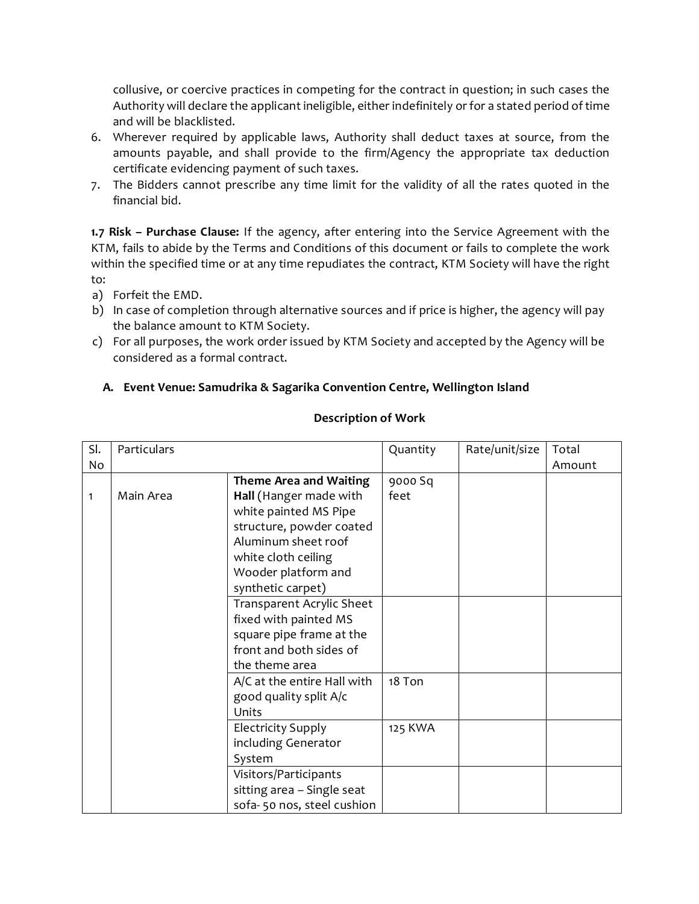collusive, or coercive practices in competing for the contract in question; in such cases the Authority will declare the applicant ineligible, either indefinitely or for a stated period of time and will be blacklisted.

6. Wherever required by applicable laws, Authority shall deduct taxes at source, from the amounts payable, and shall provide to the firm/Agency the appropriate tax deduction certificate evidencing payment of such taxes.
7. The Bidders cannot prescribe any time limit for the validity of all the rates quoted in the financial bid.

**1.7 Risk – Purchase Clause:** If the agency, after entering into the Service Agreement with the KTM, fails to abide by the Terms and Conditions of this document or fails to complete the work within the specified time or at any time repudiates the contract, KTM Society will have the right to:

a) Forfeit the EMD.
b) In case of completion through alternative sources and if price is higher, the agency will pay the balance amount to KTM Society.
c) For all purposes, the work order issued by KTM Society and accepted by the Agency will be considered as a formal contract.

### A. Event Venue: Samudrika & Sagarika Convention Centre, Wellington Island

**Description of Work**

| Sl. No | Particulars | | Quantity | Rate/unit/size | Total Amount |
|---|---|---|---|---|---|
| 1 | Main Area | **Theme Area and Waiting Hall** (Hanger made with white painted MS Pipe structure, powder coated Aluminum sheet roof white cloth ceiling Wooder platform and synthetic carpet) | 9000 Sq feet | | |
| | | Transparent Acrylic Sheet fixed with painted MS square pipe frame at the front and both sides of the theme area | | | |
| | | A/C at the entire Hall with good quality split A/c Units | 18 Ton | | |
| | | Electricity Supply including Generator System | 125 KWA | | |
| | | Visitors/Participants sitting area – Single seat sofa- 50 nos, steel cushion | | | |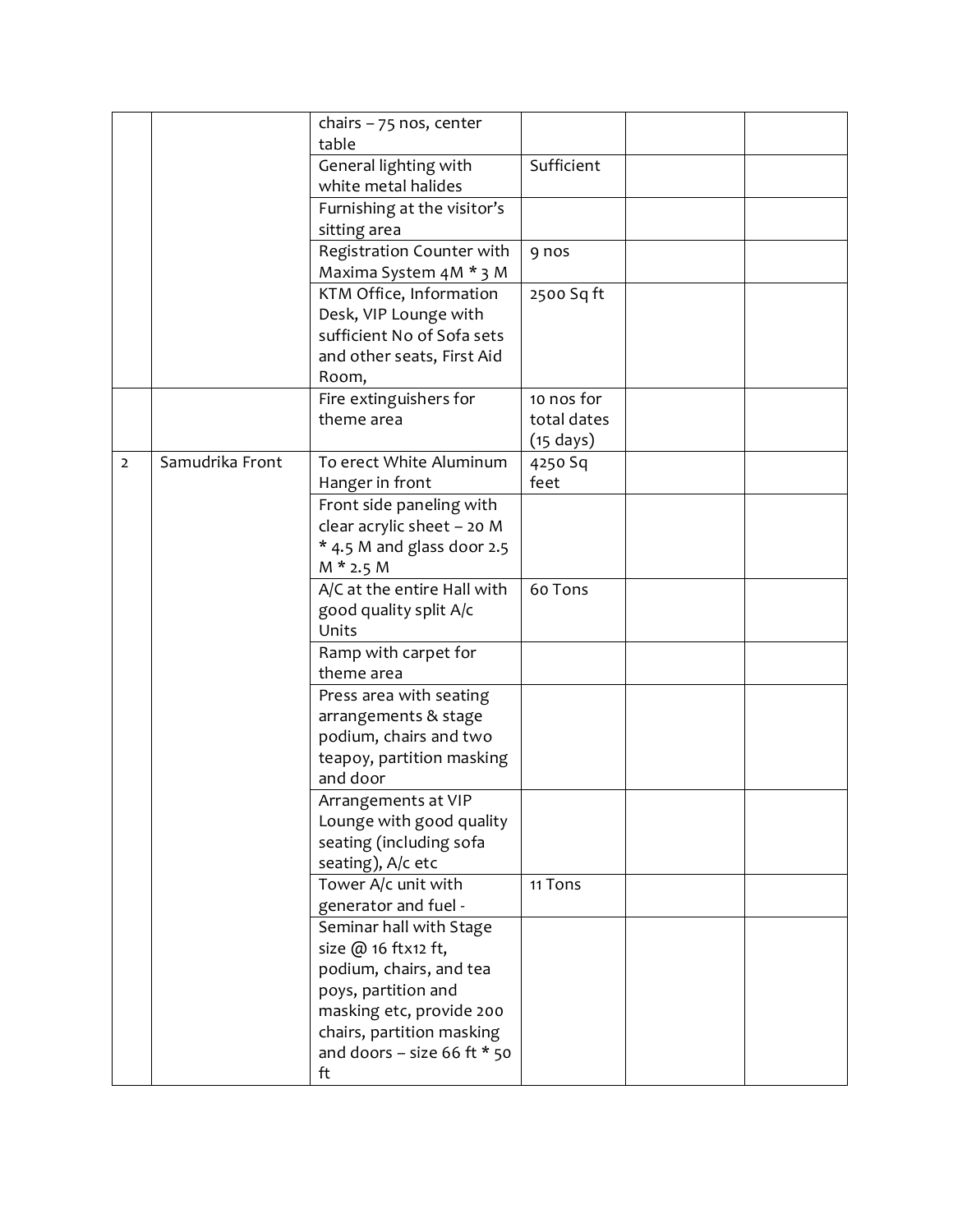|  |  |  |  |  |  |
|---|---|---|---|---|---|
|  |  | chairs – 75 nos, center table |  |  |  |
|  |  | General lighting with white metal halides | Sufficient |  |  |
|  |  | Furnishing at the visitor's sitting area |  |  |  |
|  |  | Registration Counter with Maxima System 4M * 3 M | 9 nos |  |  |
|  |  | KTM Office, Information Desk, VIP Lounge with sufficient No of Sofa sets and other seats, First Aid Room, | 2500 Sq ft |  |  |
|  |  | Fire extinguishers for theme area | 10 nos for total dates (15 days) |  |  |
| 2 | Samudrika Front | To erect White Aluminum Hanger in front | 4250 Sq feet |  |  |
|  |  | Front side paneling with clear acrylic sheet – 20 M * 4.5 M and glass door 2.5 M * 2.5 M |  |  |  |
|  |  | A/C at the entire Hall with good quality split A/c Units | 60 Tons |  |  |
|  |  | Ramp with carpet for theme area |  |  |  |
|  |  | Press area with seating arrangements & stage podium, chairs and two teapoy, partition masking and door |  |  |  |
|  |  | Arrangements at VIP Lounge with good quality seating (including sofa seating), A/c etc |  |  |  |
|  |  | Tower A/c unit with generator and fuel - | 11 Tons |  |  |
|  |  | Seminar hall with Stage size @ 16 ftx12 ft, podium, chairs, and tea poys, partition and masking etc, provide 200 chairs, partition masking and doors – size 66 ft * 50 ft |  |  |  |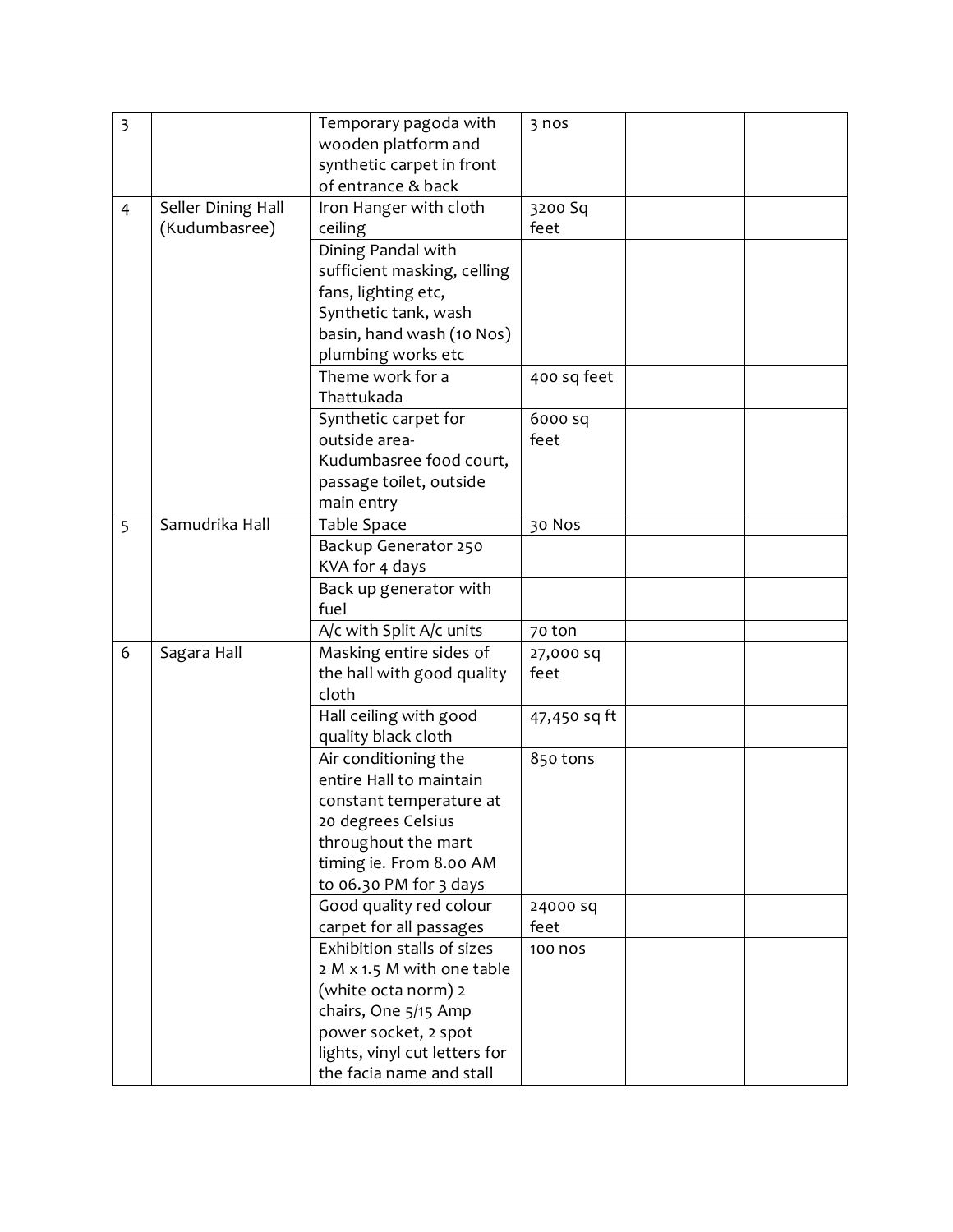| | | | | | |
|---|---|---|---|---|---|
| 3 | | Temporary pagoda with wooden platform and synthetic carpet in front of entrance & back | 3 nos | | |
| 4 | Seller Dining Hall (Kudumbasree) | Iron Hanger with cloth ceiling | 3200 Sq feet | | |
| | | Dining Pandal with sufficient masking, celling fans, lighting etc, Synthetic tank, wash basin, hand wash (10 Nos) plumbing works etc | | | |
| | | Theme work for a Thattukada | 400 sq feet | | |
| | | Synthetic carpet for outside area- Kudumbasree food court, passage toilet, outside main entry | 6000 sq feet | | |
| 5 | Samudrika Hall | Table Space | 30 Nos | | |
| | | Backup Generator 250 KVA for 4 days | | | |
| | | Back up generator with fuel | | | |
| | | A/c with Split A/c units | 70 ton | | |
| 6 | Sagara Hall | Masking entire sides of the hall with good quality cloth | 27,000 sq feet | | |
| | | Hall ceiling with good quality black cloth | 47,450 sq ft | | |
| | | Air conditioning the entire Hall to maintain constant temperature at 20 degrees Celsius throughout the mart timing ie. From 8.00 AM to 06.30 PM for 3 days | 850 tons | | |
| | | Good quality red colour carpet for all passages | 24000 sq feet | | |
| | | Exhibition stalls of sizes 2 M x 1.5 M with one table (white octa norm) 2 chairs, One 5/15 Amp power socket, 2 spot lights, vinyl cut letters for the facia name and stall | 100 nos | | |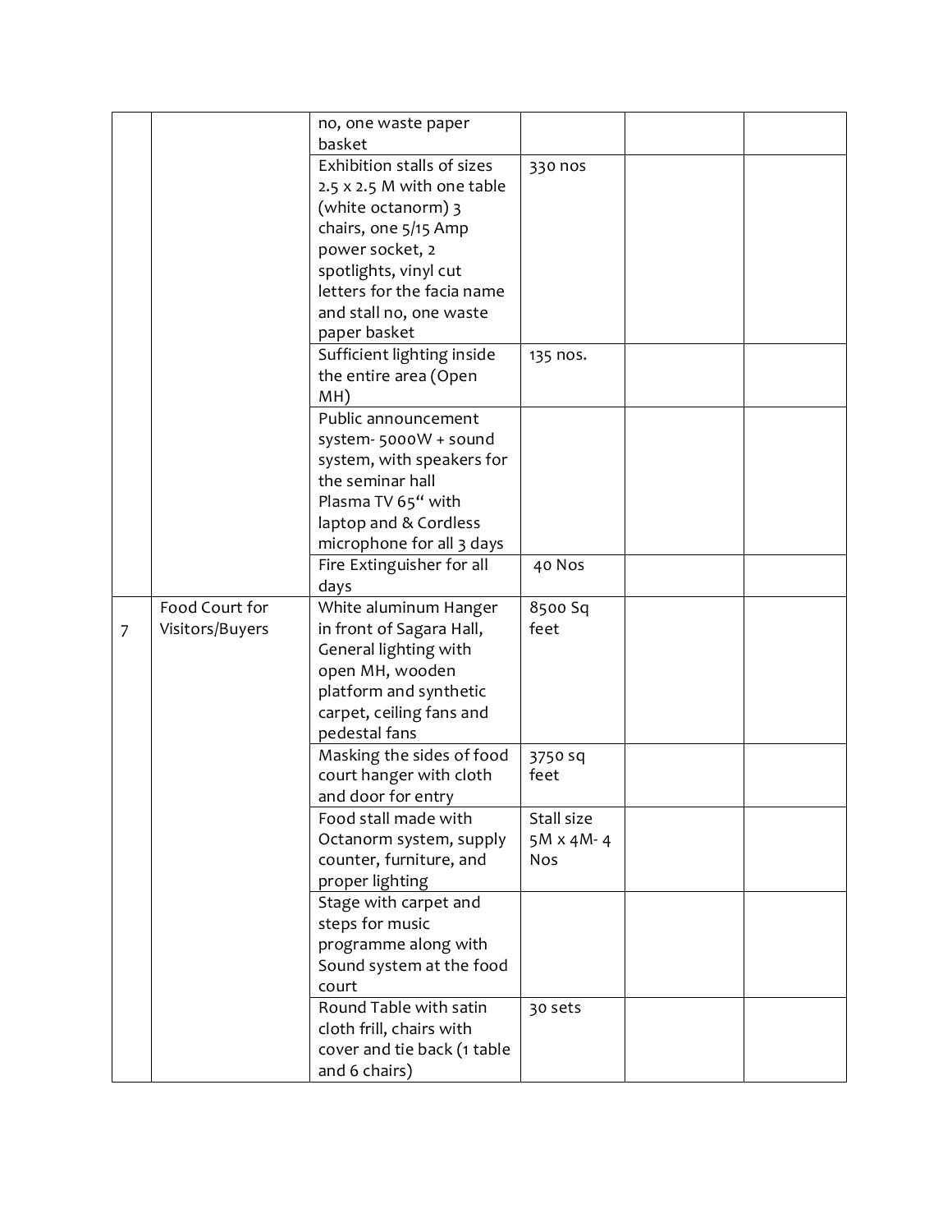|  |  |  |  |  |  |
|---|---|---|---|---|---|
|  |  | no, one waste paper basket |  |  |  |
|  |  | Exhibition stalls of sizes 2.5 x 2.5 M with one table (white octanorm) 3 chairs, one 5/15 Amp power socket, 2 spotlights, vinyl cut letters for the facia name and stall no, one waste paper basket | 330 nos |  |  |
|  |  | Sufficient lighting inside the entire area (Open MH) | 135 nos. |  |  |
|  |  | Public announcement system- 5000W + sound system, with speakers for the seminar hall<br>Plasma TV 65" with laptop and & Cordless microphone for all 3 days |  |  |  |
|  |  | Fire Extinguisher for all days | 40 Nos |  |  |
| 7 | Food Court for Visitors/Buyers | White aluminum Hanger in front of Sagara Hall, General lighting with open MH, wooden platform and synthetic carpet, ceiling fans and pedestal fans | 8500 Sq feet |  |  |
|  |  | Masking the sides of food court hanger with cloth and door for entry | 3750 sq feet |  |  |
|  |  | Food stall made with Octanorm system, supply counter, furniture, and proper lighting | Stall size 5M x 4M- 4 Nos |  |  |
|  |  | Stage with carpet and steps for music programme along with Sound system at the food court |  |  |  |
|  |  | Round Table with satin cloth frill, chairs with cover and tie back (1 table and 6 chairs) | 30 sets |  |  |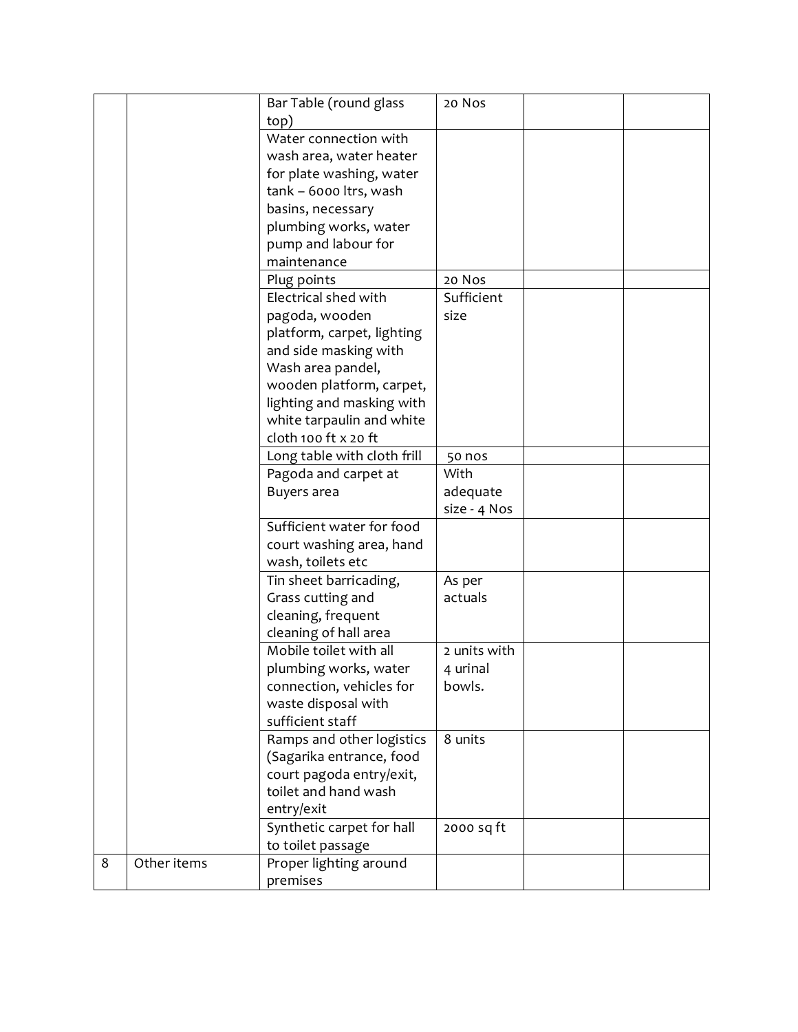| | | | | | |
|---|---|---|---|---|---|
| | | Bar Table (round glass top) | 20 Nos | | |
| | | Water connection with wash area, water heater for plate washing, water tank – 6000 ltrs, wash basins, necessary plumbing works, water pump and labour for maintenance | | | |
| | | Plug points | 20 Nos | | |
| | | Electrical shed with pagoda, wooden platform, carpet, lighting and side masking with Wash area pandel, wooden platform, carpet, lighting and masking with white tarpaulin and white cloth 100 ft x 20 ft | Sufficient size | | |
| | | Long table with cloth frill | 50 nos | | |
| | | Pagoda and carpet at Buyers area | With adequate size - 4 Nos | | |
| | | Sufficient water for food court washing area, hand wash, toilets etc | | | |
| | | Tin sheet barricading, Grass cutting and cleaning, frequent cleaning of hall area | As per actuals | | |
| | | Mobile toilet with all plumbing works, water connection, vehicles for waste disposal with sufficient staff | 2 units with 4 urinal bowls. | | |
| | | Ramps and other logistics (Sagarika entrance, food court pagoda entry/exit, toilet and hand wash entry/exit | 8 units | | |
| | | Synthetic carpet for hall to toilet passage | 2000 sq ft | | |
| 8 | Other items | Proper lighting around premises | | | |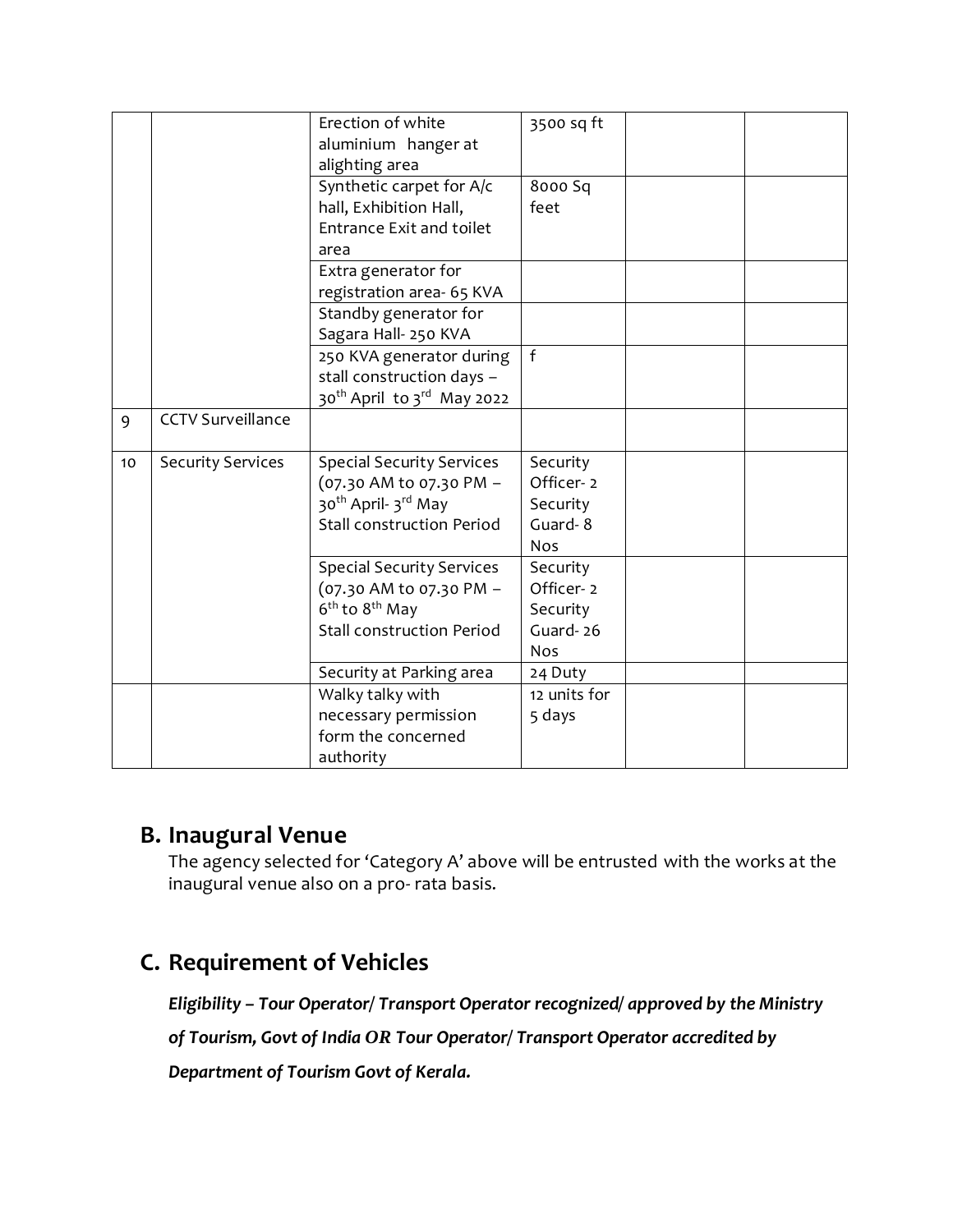| | | | | | |
|---|---|---|---|---|---|
| | | Erection of white aluminium hanger at alighting area | 3500 sq ft | | |
| | | Synthetic carpet for A/c hall, Exhibition Hall, Entrance Exit and toilet area | 8000 Sq feet | | |
| | | Extra generator for registration area- 65 KVA | | | |
| | | Standby generator for Sagara Hall- 250 KVA | | | |
| | | 250 KVA generator during stall construction days – 30th April to 3rd May 2022 | f | | |
| 9 | CCTV Surveillance | | | | |
| 10 | Security Services | Special Security Services (07.30 AM to 07.30 PM – 30th April- 3rd May Stall construction Period | Security Officer- 2 Security Guard- 8 Nos | | |
| | | Special Security Services (07.30 AM to 07.30 PM – 6th to 8th May Stall construction Period | Security Officer- 2 Security Guard- 26 Nos | | |
| | | Security at Parking area | 24 Duty | | |
| | | Walky talky with necessary permission form the concerned authority | 12 units for 5 days | | |

## B. Inaugural Venue

The agency selected for 'Category A' above will be entrusted with the works at the inaugural venue also on a pro- rata basis.

## C. Requirement of Vehicles

***Eligibility – Tour Operator/ Transport Operator recognized/ approved by the Ministry of Tourism, Govt of India OR Tour Operator/ Transport Operator accredited by Department of Tourism Govt of Kerala.***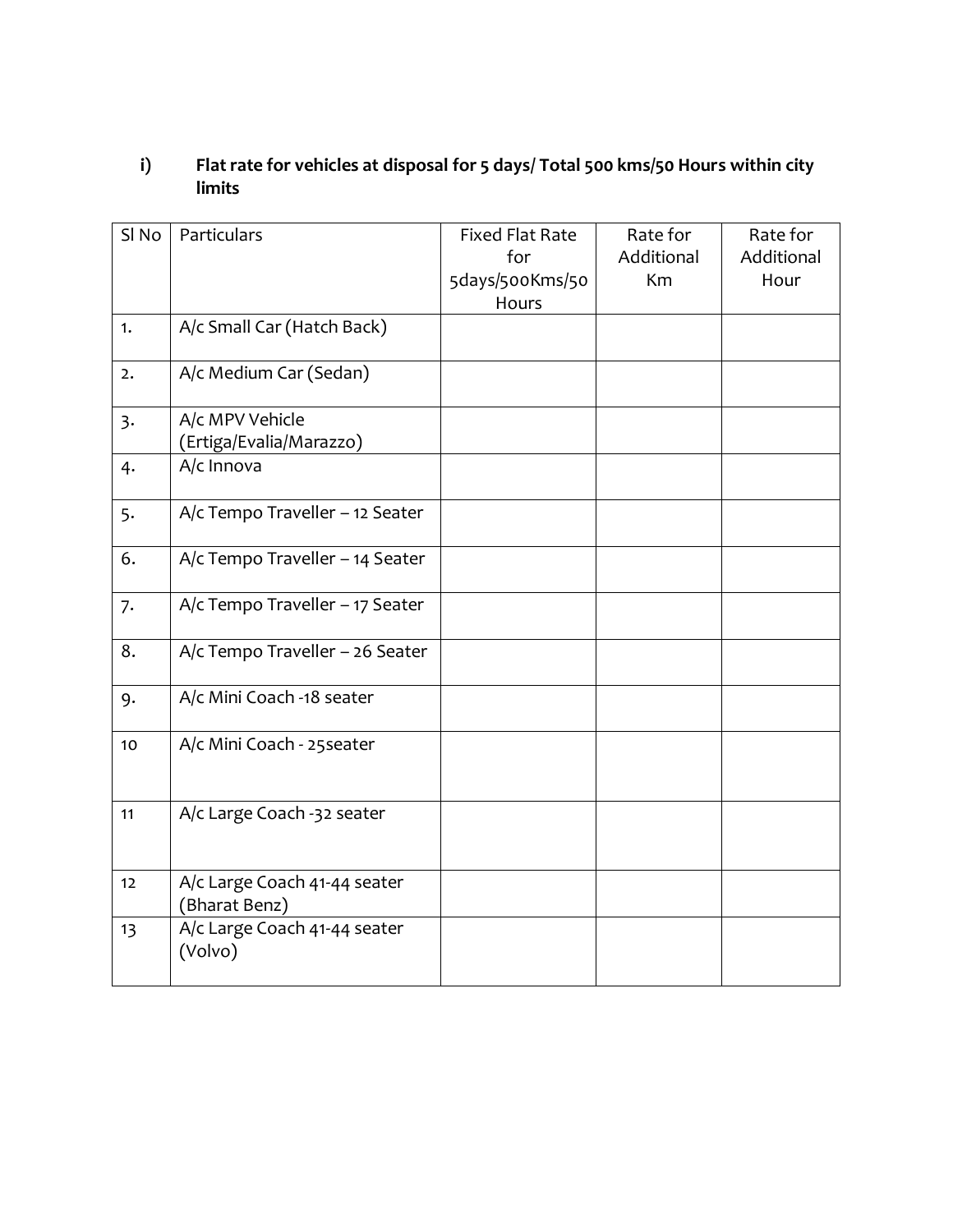### i) Flat rate for vehicles at disposal for 5 days/ Total 500 kms/50 Hours within city limits

| Sl No | Particulars | Fixed Flat Rate for 5days/500Kms/50 Hours | Rate for Additional Km | Rate for Additional Hour |
|---|---|---|---|---|
| 1. | A/c Small Car (Hatch Back) | | | |
| 2. | A/c Medium Car (Sedan) | | | |
| 3. | A/c MPV Vehicle (Ertiga/Evalia/Marazzo) | | | |
| 4. | A/c Innova | | | |
| 5. | A/c Tempo Traveller – 12 Seater | | | |
| 6. | A/c Tempo Traveller – 14 Seater | | | |
| 7. | A/c Tempo Traveller – 17 Seater | | | |
| 8. | A/c Tempo Traveller – 26 Seater | | | |
| 9. | A/c Mini Coach -18 seater | | | |
| 10 | A/c Mini Coach - 25seater | | | |
| 11 | A/c Large Coach -32 seater | | | |
| 12 | A/c Large Coach 41-44 seater (Bharat Benz) | | | |
| 13 | A/c Large Coach 41-44 seater (Volvo) | | | |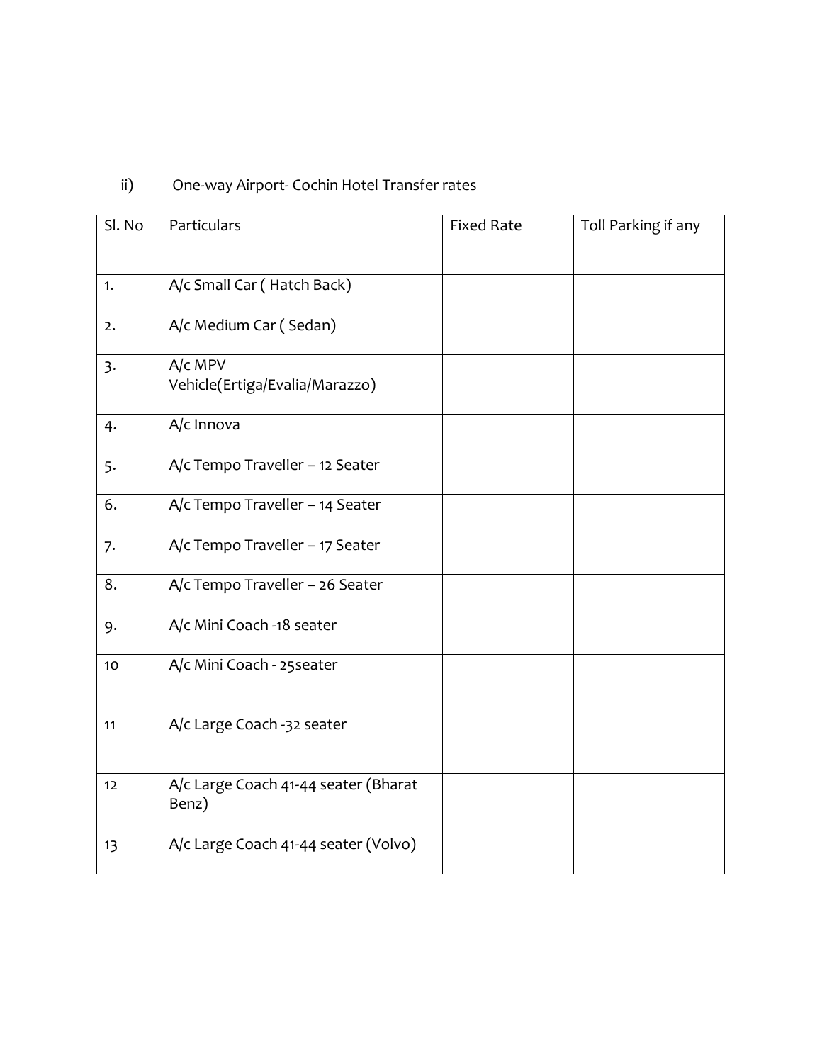ii) One-way Airport- Cochin Hotel Transfer rates

| Sl. No | Particulars | Fixed Rate | Toll Parking if any |
|---|---|---|---|
| 1. | A/c Small Car ( Hatch Back) | | |
| 2. | A/c Medium Car ( Sedan) | | |
| 3. | A/c MPV Vehicle(Ertiga/Evalia/Marazzo) | | |
| 4. | A/c Innova | | |
| 5. | A/c Tempo Traveller – 12 Seater | | |
| 6. | A/c Tempo Traveller – 14 Seater | | |
| 7. | A/c Tempo Traveller – 17 Seater | | |
| 8. | A/c Tempo Traveller – 26 Seater | | |
| 9. | A/c Mini Coach -18 seater | | |
| 10 | A/c Mini Coach - 25seater | | |
| 11 | A/c Large Coach -32 seater | | |
| 12 | A/c Large Coach 41-44 seater (Bharat Benz) | | |
| 13 | A/c Large Coach 41-44 seater (Volvo) | | |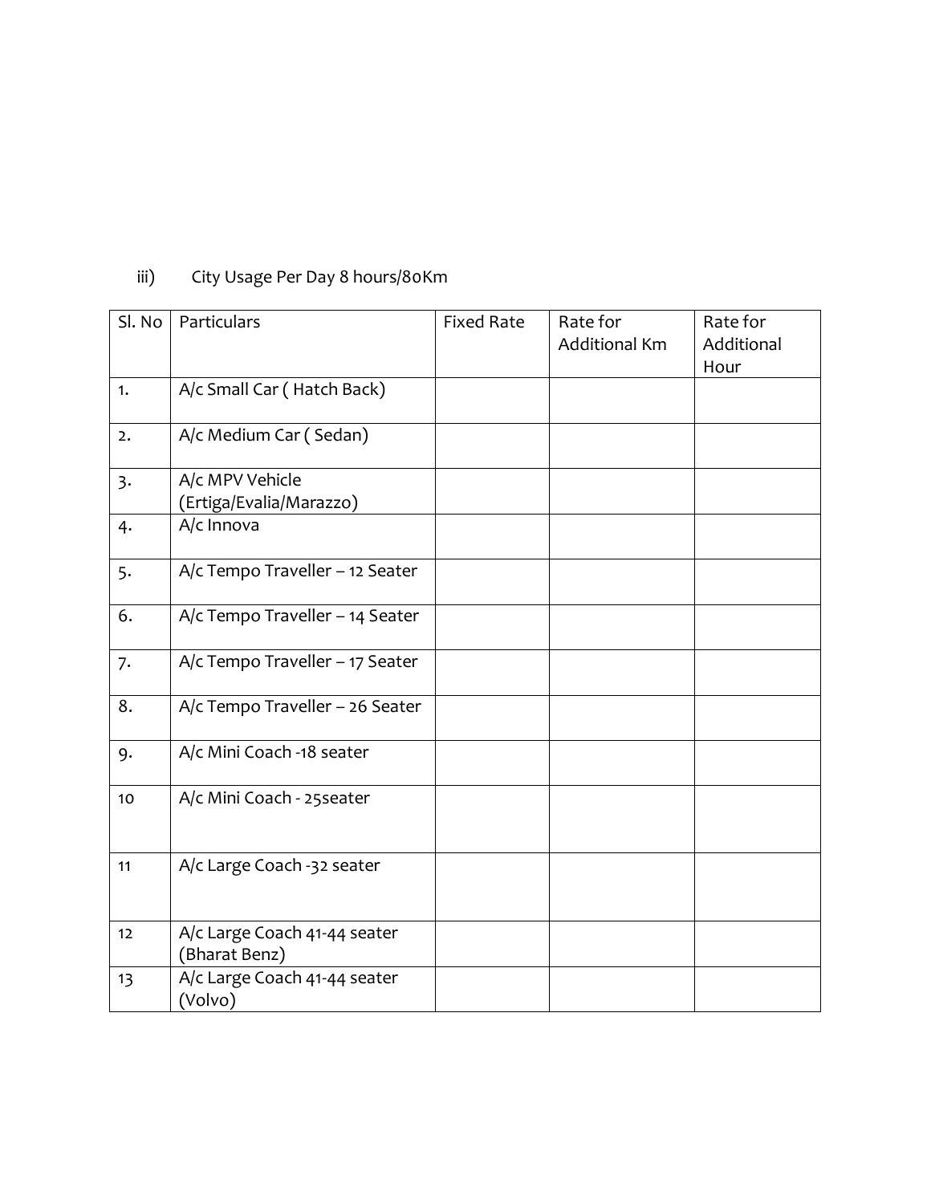iii) City Usage Per Day 8 hours/80Km

| Sl. No | Particulars | Fixed Rate | Rate for Additional Km | Rate for Additional Hour |
|---|---|---|---|---|
| 1. | A/c Small Car ( Hatch Back) | | | |
| 2. | A/c Medium Car ( Sedan) | | | |
| 3. | A/c MPV Vehicle (Ertiga/Evalia/Marazzo) | | | |
| 4. | A/c Innova | | | |
| 5. | A/c Tempo Traveller – 12 Seater | | | |
| 6. | A/c Tempo Traveller – 14 Seater | | | |
| 7. | A/c Tempo Traveller – 17 Seater | | | |
| 8. | A/c Tempo Traveller – 26 Seater | | | |
| 9. | A/c Mini Coach -18 seater | | | |
| 10 | A/c Mini Coach - 25seater | | | |
| 11 | A/c Large Coach -32 seater | | | |
| 12 | A/c Large Coach 41-44 seater (Bharat Benz) | | | |
| 13 | A/c Large Coach 41-44 seater (Volvo) | | | |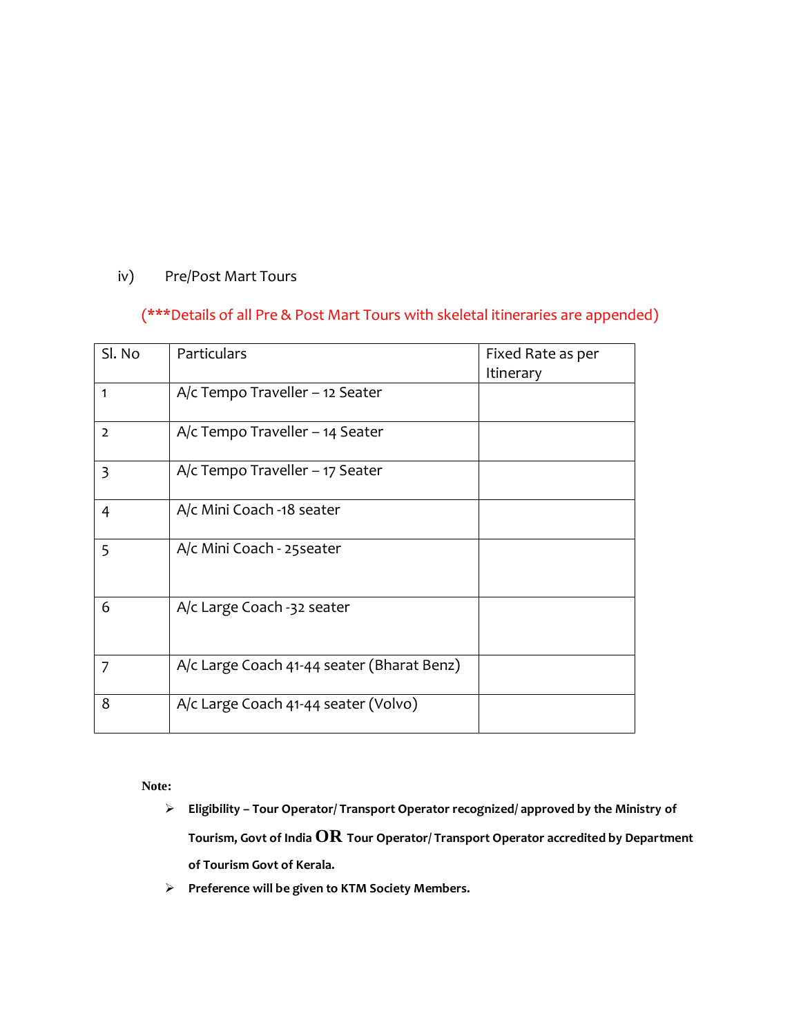iv) Pre/Post Mart Tours

(***Details of all Pre & Post Mart Tours with skeletal itineraries are appended)

| Sl. No | Particulars | Fixed Rate as per Itinerary |
|---|---|---|
| 1 | A/c Tempo Traveller – 12 Seater | |
| 2 | A/c Tempo Traveller – 14 Seater | |
| 3 | A/c Tempo Traveller – 17 Seater | |
| 4 | A/c Mini Coach -18 seater | |
| 5 | A/c Mini Coach - 25seater | |
| 6 | A/c Large Coach -32 seater | |
| 7 | A/c Large Coach 41-44 seater (Bharat Benz) | |
| 8 | A/c Large Coach 41-44 seater (Volvo) | |

**Note:**

- **Eligibility – Tour Operator/ Transport Operator recognized/ approved by the Ministry of Tourism, Govt of India OR Tour Operator/ Transport Operator accredited by Department of Tourism Govt of Kerala.**
- **Preference will be given to KTM Society Members.**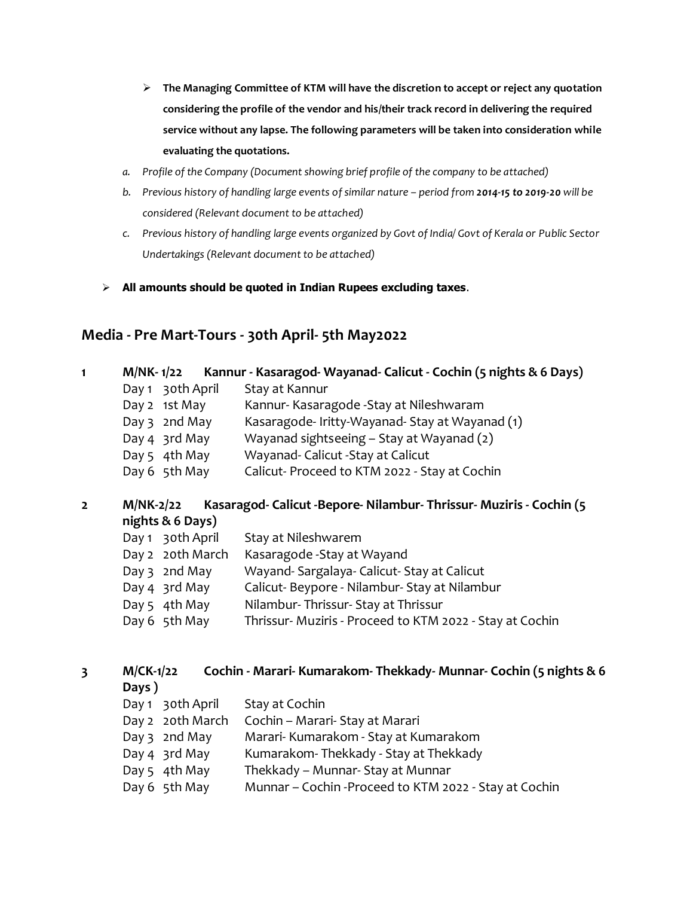- **The Managing Committee of KTM will have the discretion to accept or reject any quotation considering the profile of the vendor and his/their track record in delivering the required service without any lapse. The following parameters will be taken into consideration while evaluating the quotations.**

*a. Profile of the Company (Document showing brief profile of the company to be attached)*

*b. Previous history of handling large events of similar nature – period from **2014-15 to 2019-20** will be considered (Relevant document to be attached)*

*c. Previous history of handling large events organized by Govt of India/ Govt of Kerala or Public Sector Undertakings (Relevant document to be attached)*

- **All amounts should be quoted in Indian Rupees excluding taxes**.

## Media - Pre Mart-Tours - 30th April- 5th May2022

**1 M/NK- 1/22 Kannur - Kasaragod- Wayanad- Calicut - Cochin (5 nights & 6 Days)**

| | | |
|---|---|---|
| Day 1 | 30th April | Stay at Kannur |
| Day 2 | 1st May | Kannur- Kasaragode -Stay at Nileshwaram |
| Day 3 | 2nd May | Kasaragode- Iritty-Wayanad- Stay at Wayanad (1) |
| Day 4 | 3rd May | Wayanad sightseeing – Stay at Wayanad (2) |
| Day 5 | 4th May | Wayanad- Calicut -Stay at Calicut |
| Day 6 | 5th May | Calicut- Proceed to KTM 2022 - Stay at Cochin |

**2 M/NK-2/22 Kasaragod- Calicut -Bepore- Nilambur- Thrissur- Muziris - Cochin (5 nights & 6 Days)**

| | | |
|---|---|---|
| Day 1 | 30th April | Stay at Nileshwarem |
| Day 2 | 20th March | Kasaragode -Stay at Wayand |
| Day 3 | 2nd May | Wayand- Sargalaya- Calicut- Stay at Calicut |
| Day 4 | 3rd May | Calicut- Beypore - Nilambur- Stay at Nilambur |
| Day 5 | 4th May | Nilambur- Thrissur- Stay at Thrissur |
| Day 6 | 5th May | Thrissur- Muziris - Proceed to KTM 2022 - Stay at Cochin |

**3 M/CK-1/22 Cochin - Marari- Kumarakom- Thekkady- Munnar- Cochin (5 nights & 6 Days )**

| | | |
|---|---|---|
| Day 1 | 30th April | Stay at Cochin |
| Day 2 | 20th March | Cochin – Marari- Stay at Marari |
| Day 3 | 2nd May | Marari- Kumarakom - Stay at Kumarakom |
| Day 4 | 3rd May | Kumarakom- Thekkady - Stay at Thekkady |
| Day 5 | 4th May | Thekkady – Munnar- Stay at Munnar |
| Day 6 | 5th May | Munnar – Cochin -Proceed to KTM 2022 - Stay at Cochin |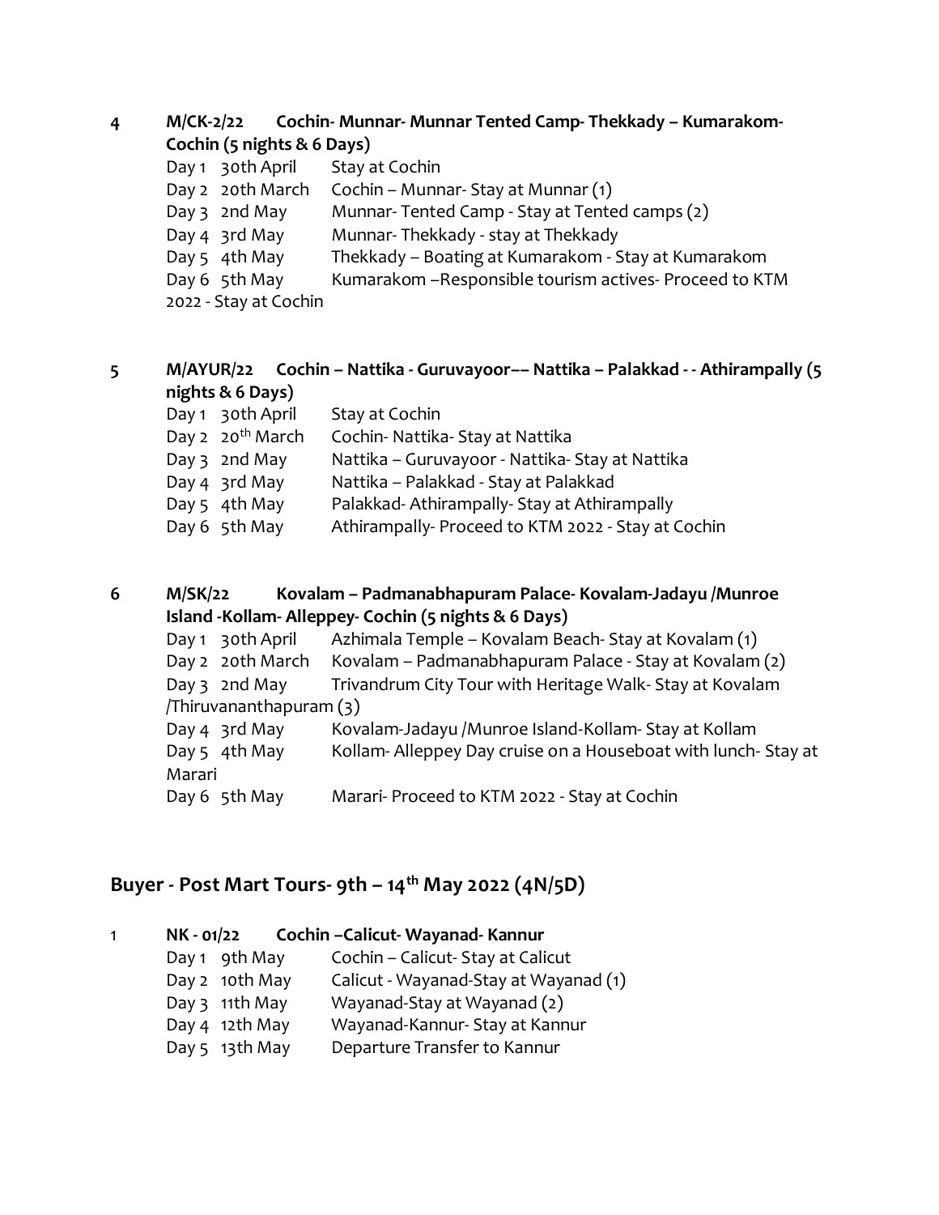**4 M/CK-2/22 Cochin- Munnar- Munnar Tented Camp- Thekkady – Kumarakom- Cochin (5 nights & 6 Days)**

Day 1 30th April Stay at Cochin
Day 2 20th March Cochin – Munnar- Stay at Munnar (1)
Day 3 2nd May Munnar- Tented Camp - Stay at Tented camps (2)
Day 4 3rd May Munnar- Thekkady - stay at Thekkady
Day 5 4th May Thekkady – Boating at Kumarakom - Stay at Kumarakom
Day 6 5th May Kumarakom –Responsible tourism actives- Proceed to KTM 2022 - Stay at Cochin

**5 M/AYUR/22 Cochin – Nattika - Guruvayoor–– Nattika – Palakkad - - Athirampally (5 nights & 6 Days)**

Day 1 30th April Stay at Cochin
Day 2 20th March Cochin- Nattika- Stay at Nattika
Day 3 2nd May Nattika – Guruvayoor - Nattika- Stay at Nattika
Day 4 3rd May Nattika – Palakkad - Stay at Palakkad
Day 5 4th May Palakkad- Athirampally- Stay at Athirampally
Day 6 5th May Athirampally- Proceed to KTM 2022 - Stay at Cochin

**6 M/SK/22 Kovalam – Padmanabhapuram Palace- Kovalam-Jadayu /Munroe Island -Kollam- Alleppey- Cochin (5 nights & 6 Days)**

Day 1 30th April Azhimala Temple – Kovalam Beach- Stay at Kovalam (1)
Day 2 20th March Kovalam – Padmanabhapuram Palace - Stay at Kovalam (2)
Day 3 2nd May Trivandrum City Tour with Heritage Walk- Stay at Kovalam /Thiruvananthapuram (3)
Day 4 3rd May Kovalam-Jadayu /Munroe Island-Kollam- Stay at Kollam
Day 5 4th May Kollam- Alleppey Day cruise on a Houseboat with lunch- Stay at Marari
Day 6 5th May Marari- Proceed to KTM 2022 - Stay at Cochin

## Buyer - Post Mart Tours- 9th – 14th May 2022 (4N/5D)

**1 NK - 01/22 Cochin –Calicut- Wayanad- Kannur**

Day 1 9th May Cochin – Calicut- Stay at Calicut
Day 2 10th May Calicut - Wayanad-Stay at Wayanad (1)
Day 3 11th May Wayanad-Stay at Wayanad (2)
Day 4 12th May Wayanad-Kannur- Stay at Kannur
Day 5 13th May Departure Transfer to Kannur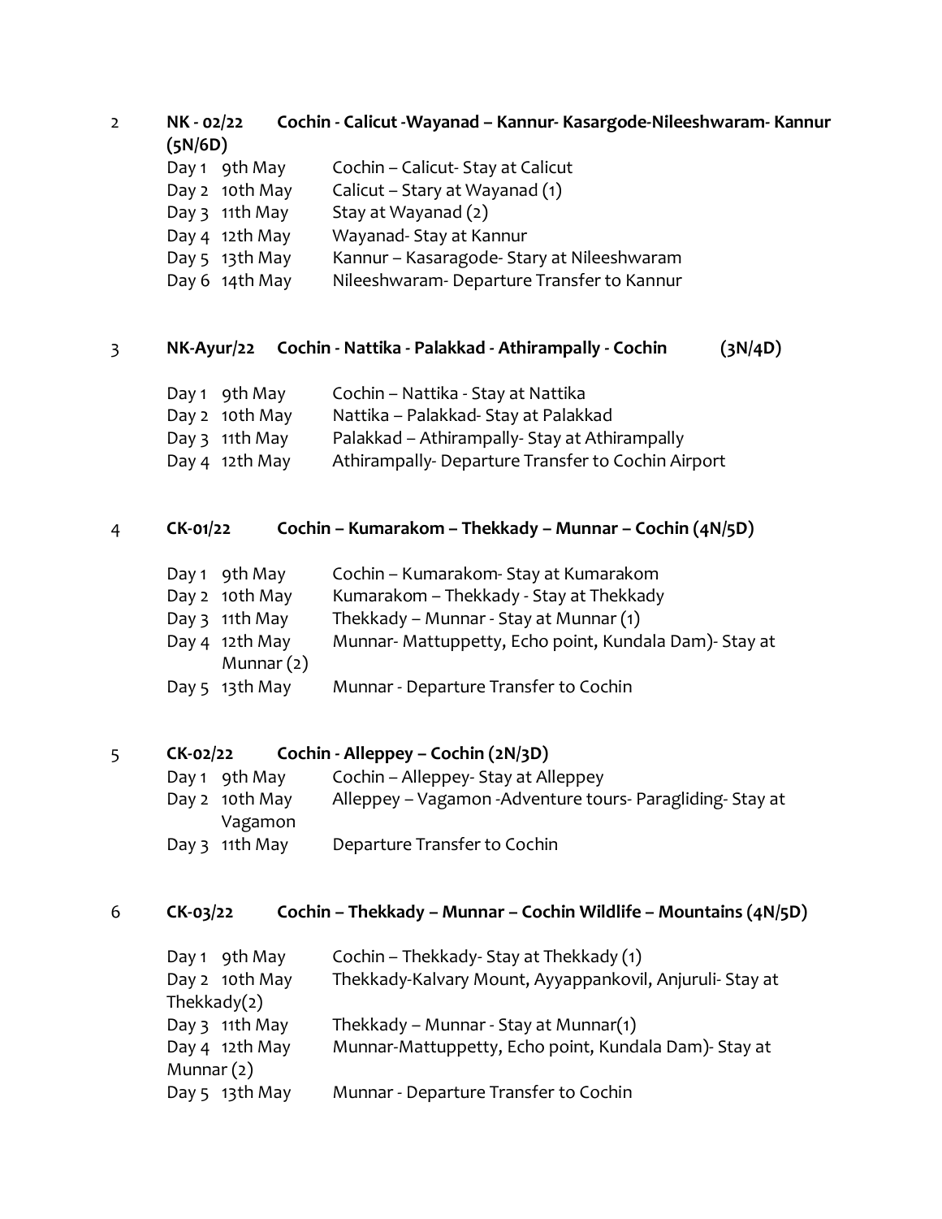2 **NK - 02/22 Cochin - Calicut -Wayanad – Kannur- Kasargode-Nileeshwaram- Kannur (5N/6D)**

| | | |
|---|---|---|
| Day 1 | 9th May | Cochin – Calicut- Stay at Calicut |
| Day 2 | 10th May | Calicut – Stary at Wayanad (1) |
| Day 3 | 11th May | Stay at Wayanad (2) |
| Day 4 | 12th May | Wayanad- Stay at Kannur |
| Day 5 | 13th May | Kannur – Kasaragode- Stary at Nileeshwaram |
| Day 6 | 14th May | Nileeshwaram- Departure Transfer to Kannur |

3 **NK-Ayur/22 Cochin - Nattika - Palakkad - Athirampally - Cochin (3N/4D)**

| | | |
|---|---|---|
| Day 1 | 9th May | Cochin – Nattika - Stay at Nattika |
| Day 2 | 10th May | Nattika – Palakkad- Stay at Palakkad |
| Day 3 | 11th May | Palakkad – Athirampally- Stay at Athirampally |
| Day 4 | 12th May | Athirampally- Departure Transfer to Cochin Airport |

4 **CK-01/22 Cochin – Kumarakom – Thekkady – Munnar – Cochin (4N/5D)**

| | | |
|---|---|---|
| Day 1 | 9th May | Cochin – Kumarakom- Stay at Kumarakom |
| Day 2 | 10th May | Kumarakom – Thekkady - Stay at Thekkady |
| Day 3 | 11th May | Thekkady – Munnar - Stay at Munnar (1) |
| Day 4 | 12th May | Munnar- Mattuppetty, Echo point, Kundala Dam)- Stay at Munnar (2) |
| Day 5 | 13th May | Munnar - Departure Transfer to Cochin |

5 **CK-02/22 Cochin - Alleppey – Cochin (2N/3D)**

| | | |
|---|---|---|
| Day 1 | 9th May | Cochin – Alleppey- Stay at Alleppey |
| Day 2 | 10th May | Alleppey – Vagamon -Adventure tours- Paragliding- Stay at Vagamon |
| Day 3 | 11th May | Departure Transfer to Cochin |

6 **CK-03/22 Cochin – Thekkady – Munnar – Cochin Wildlife – Mountains (4N/5D)**

| | | |
|---|---|---|
| Day 1 | 9th May | Cochin – Thekkady- Stay at Thekkady (1) |
| Day 2 | 10th May | Thekkady-Kalvary Mount, Ayyappankovil, Anjuruli- Stay at Thekkady(2) |
| Day 3 | 11th May | Thekkady – Munnar - Stay at Munnar(1) |
| Day 4 | 12th May | Munnar-Mattuppetty, Echo point, Kundala Dam)- Stay at Munnar (2) |
| Day 5 | 13th May | Munnar - Departure Transfer to Cochin |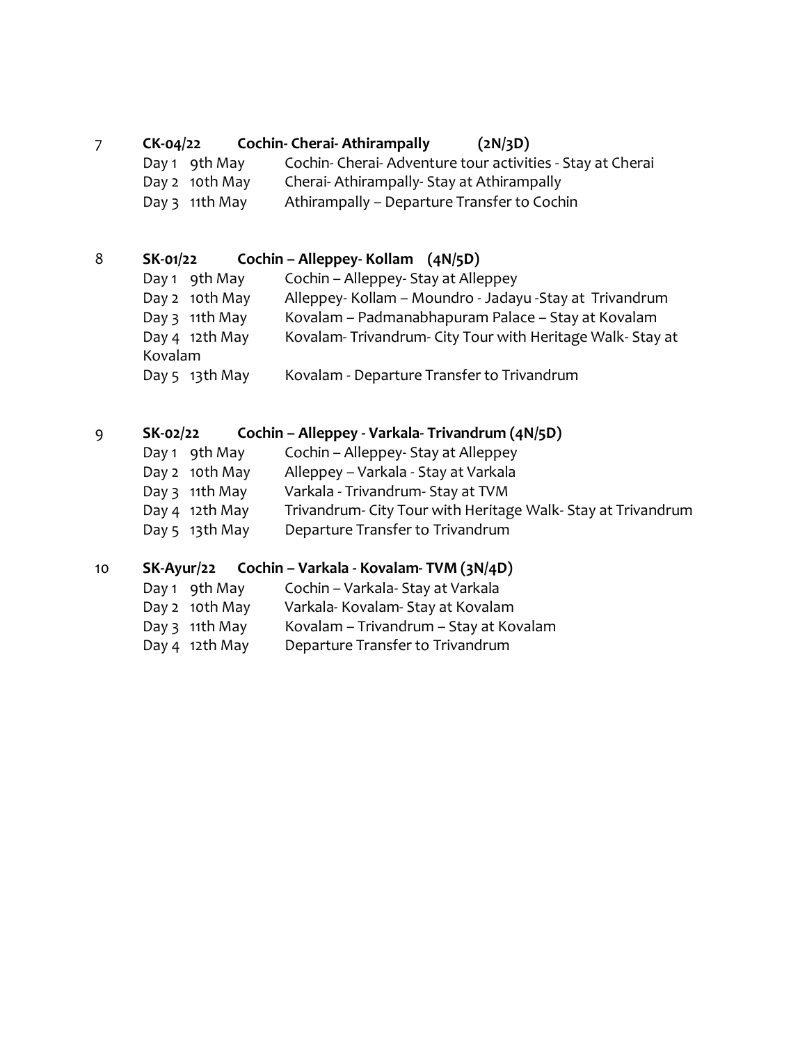7 **CK-04/22 Cochin- Cherai- Athirampally (2N/3D)**

Day 1 9th May Cochin- Cherai- Adventure tour activities - Stay at Cherai
Day 2 10th May Cherai- Athirampally- Stay at Athirampally
Day 3 11th May Athirampally – Departure Transfer to Cochin

8 **SK-01/22 Cochin – Alleppey- Kollam (4N/5D)**

Day 1 9th May Cochin – Alleppey- Stay at Alleppey
Day 2 10th May Alleppey- Kollam – Moundro - Jadayu -Stay at Trivandrum
Day 3 11th May Kovalam – Padmanabhapuram Palace – Stay at Kovalam
Day 4 12th May Kovalam- Trivandrum- City Tour with Heritage Walk- Stay at Kovalam
Day 5 13th May Kovalam - Departure Transfer to Trivandrum

9 **SK-02/22 Cochin – Alleppey - Varkala- Trivandrum (4N/5D)**

Day 1 9th May Cochin – Alleppey- Stay at Alleppey
Day 2 10th May Alleppey – Varkala - Stay at Varkala
Day 3 11th May Varkala - Trivandrum- Stay at TVM
Day 4 12th May Trivandrum- City Tour with Heritage Walk- Stay at Trivandrum
Day 5 13th May Departure Transfer to Trivandrum

10 **SK-Ayur/22 Cochin – Varkala - Kovalam- TVM (3N/4D)**

Day 1 9th May Cochin – Varkala- Stay at Varkala
Day 2 10th May Varkala- Kovalam- Stay at Kovalam
Day 3 11th May Kovalam – Trivandrum – Stay at Kovalam
Day 4 12th May Departure Transfer to Trivandrum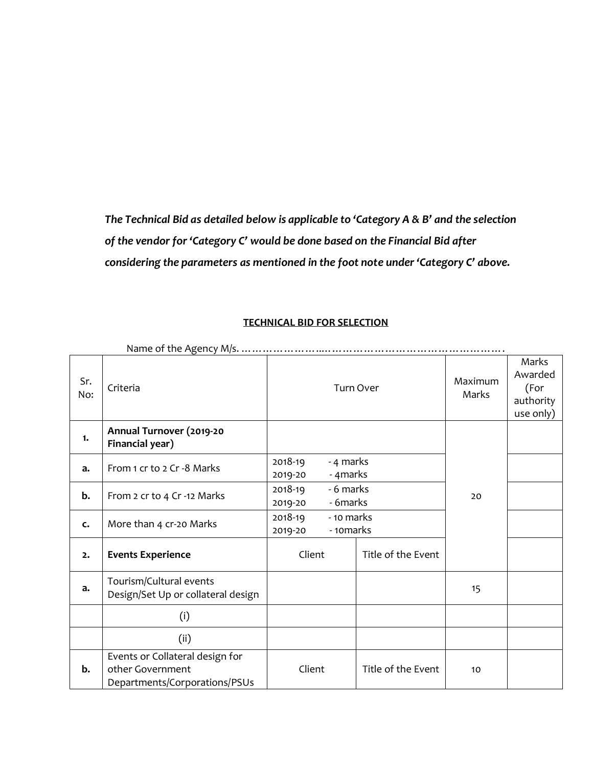***The Technical Bid as detailed below is applicable to 'Category A & B' and the selection of the vendor for 'Category C' would be done based on the Financial Bid after considering the parameters as mentioned in the foot note under 'Category C' above.***

## TECHNICAL BID FOR SELECTION

Name of the Agency M/s. …………………...……………………………………………….

| Sr. No: | Criteria | Turn Over | | Maximum Marks | Marks Awarded (For authority use only) |
|---|---|---|---|---|---|
| **1.** | **Annual Turnover (2019-20 Financial year)** | | | 20 | |
| **a.** | From 1 cr to 2 Cr -8 Marks | 2018-19 - 4 marks<br>2019-20 - 4marks | | | |
| **b.** | From 2 cr to 4 Cr -12 Marks | 2018-19 - 6 marks<br>2019-20 - 6marks | | | |
| **c.** | More than 4 cr-20 Marks | 2018-19 - 10 marks<br>2019-20 - 10marks | | | |
| **2.** | **Events Experience** | Client | Title of the Event | | |
| **a.** | Tourism/Cultural events Design/Set Up or collateral design | | | 15 | |
| | (i) | | | | |
| | (ii) | | | | |
| **b.** | Events or Collateral design for other Government Departments/Corporations/PSUs | Client | Title of the Event | 10 | |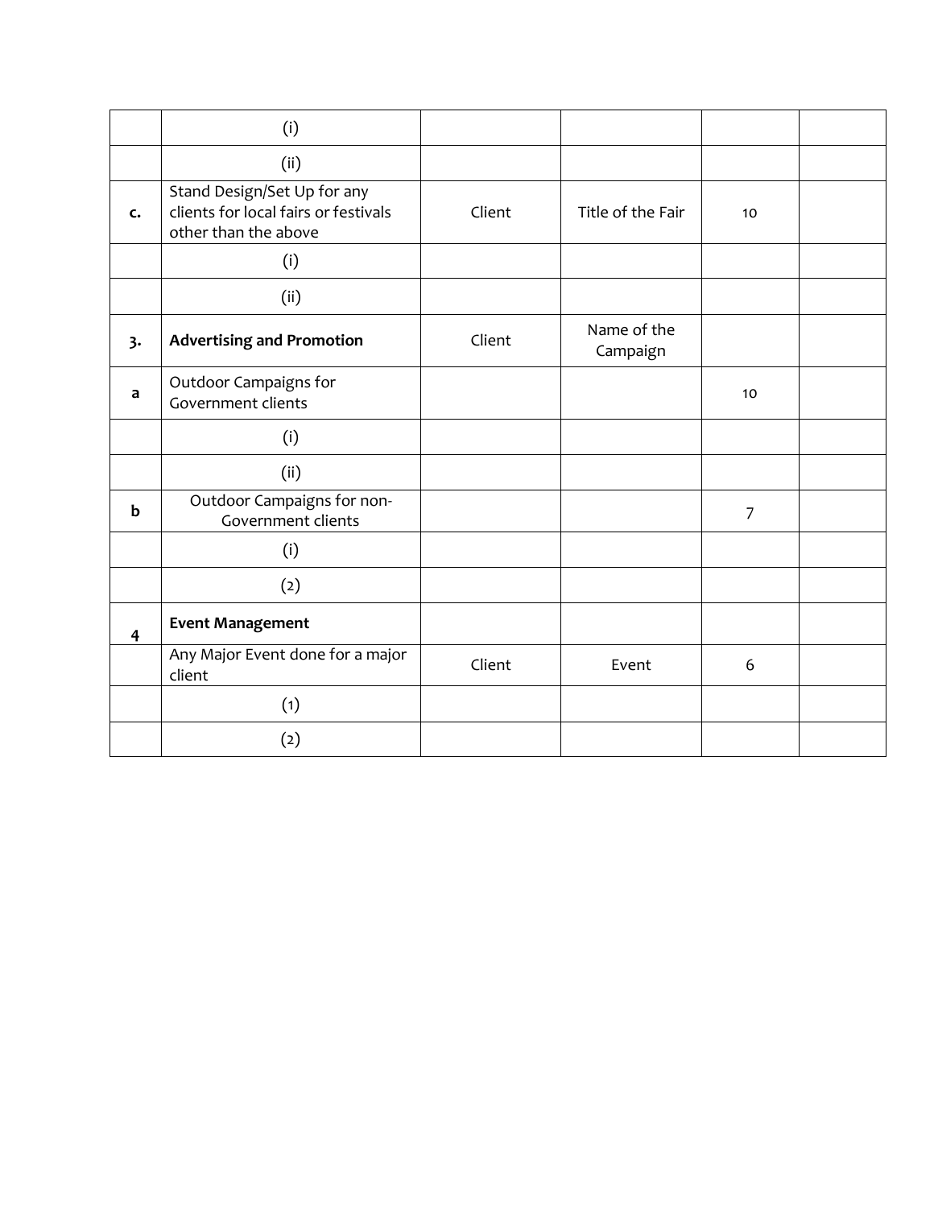| | | | | | |
|---|---|---|---|---|---|
| | (i) | | | | |
| | (ii) | | | | |
| **c.** | Stand Design/Set Up for any clients for local fairs or festivals other than the above | Client | Title of the Fair | 10 | |
| | (i) | | | | |
| | (ii) | | | | |
| **3.** | **Advertising and Promotion** | Client | Name of the Campaign | | |
| **a** | Outdoor Campaigns for Government clients | | | 10 | |
| | (i) | | | | |
| | (ii) | | | | |
| **b** | Outdoor Campaigns for non-Government clients | | | 7 | |
| | (i) | | | | |
| | (2) | | | | |
| **4** | **Event Management** | | | | |
| | Any Major Event done for a major client | Client | Event | 6 | |
| | (1) | | | | |
| | (2) | | | | |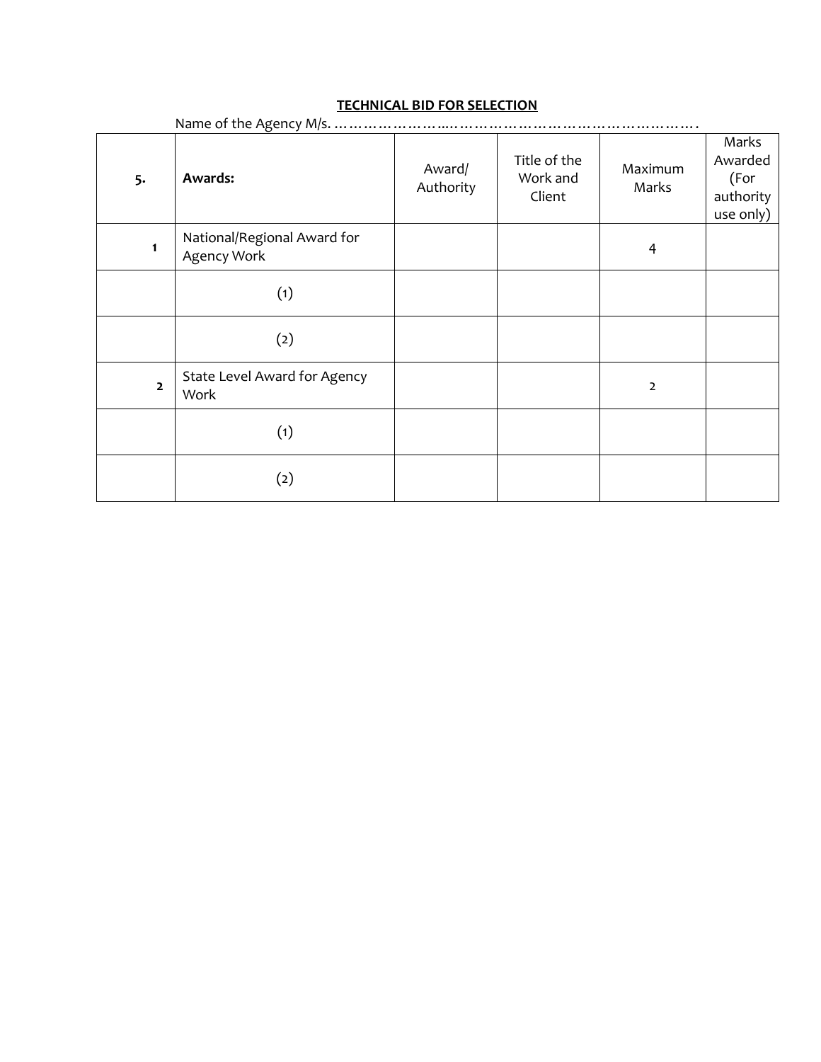**TECHNICAL BID FOR SELECTION**

Name of the Agency M/s. ……………………..…………………………………………….

| 5. | **Awards:** | Award/ Authority | Title of the Work and Client | Maximum Marks | Marks Awarded (For authority use only) |
|---|---|---|---|---|---|
| **1** | National/Regional Award for Agency Work | | | 4 | |
| | (1) | | | | |
| | (2) | | | | |
| **2** | State Level Award for Agency Work | | | 2 | |
| | (1) | | | | |
| | (2) | | | | |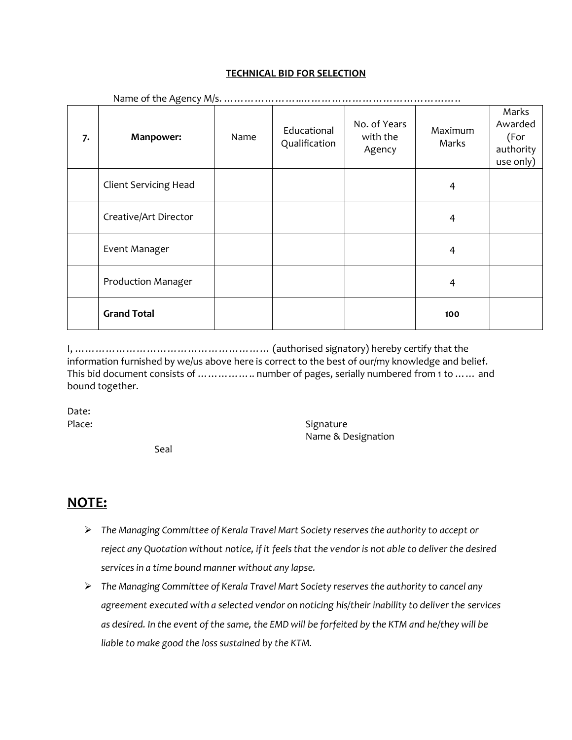**TECHNICAL BID FOR SELECTION**

Name of the Agency M/s. ……………………..………………………………………

| 7. | **Manpower:** | Name | Educational Qualification | No. of Years with the Agency | Maximum Marks | Marks Awarded (For authority use only) |
|---|---|---|---|---|---|---|
| | Client Servicing Head | | | | 4 | |
| | Creative/Art Director | | | | 4 | |
| | Event Manager | | | | 4 | |
| | Production Manager | | | | 4 | |
| | **Grand Total** | | | | **100** | |

I, ………………………………………………… (authorised signatory) hereby certify that the information furnished by we/us above here is correct to the best of our/my knowledge and belief. This bid document consists of …………….. number of pages, serially numbered from 1 to …… and bound together.

Date:

Place:

Signature

Name & Designation

Seal

## NOTE:

- *The Managing Committee of Kerala Travel Mart Society reserves the authority to accept or reject any Quotation without notice, if it feels that the vendor is not able to deliver the desired services in a time bound manner without any lapse.*
- *The Managing Committee of Kerala Travel Mart Society reserves the authority to cancel any agreement executed with a selected vendor on noticing his/their inability to deliver the services as desired. In the event of the same, the EMD will be forfeited by the KTM and he/they will be liable to make good the loss sustained by the KTM.*